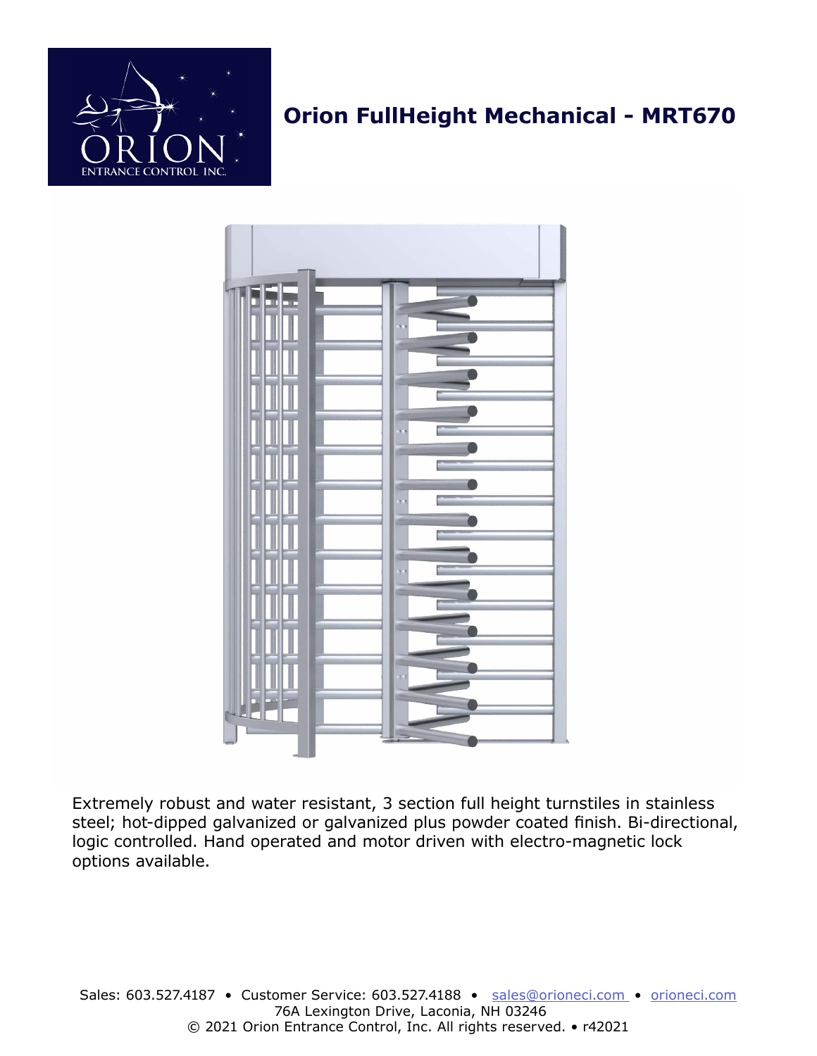# Orion FullHeight Mechanical - MRT670

Extremely robust and water resistant, 3 section full height turnstiles in stainless steel; hot-dipped galvanized or galvanized plus powder coated finish. Bi-directional, logic controlled. Hand operated and motor driven with electro-magnetic lock options available.

Sales: 603.527.4187 • Customer Service: 603.527.4188 • sales@orioneci.com • orioneci.com
76A Lexington Drive, Laconia, NH 03246
© 2021 Orion Entrance Control, Inc. All rights reserved. • r42021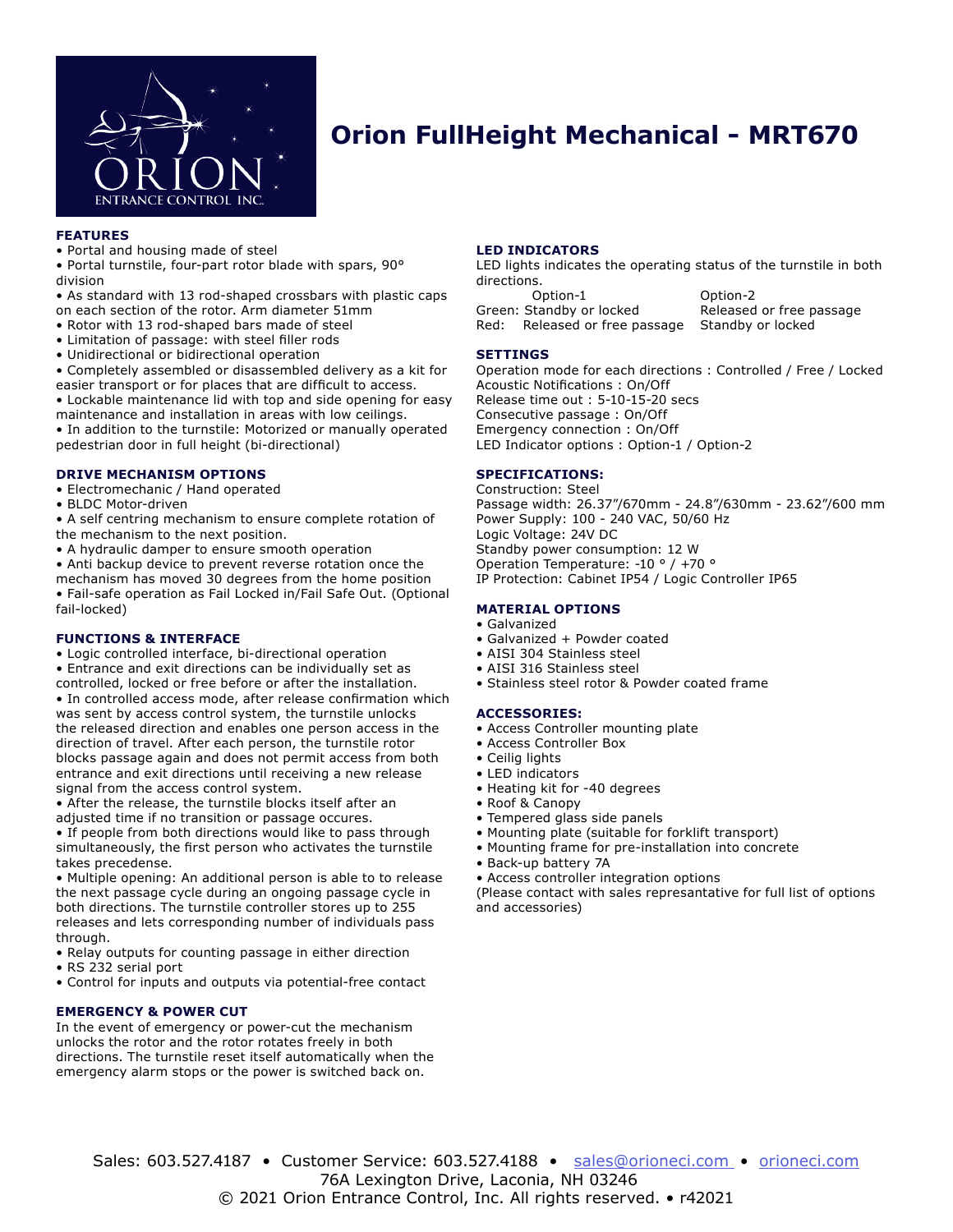# Orion FullHeight Mechanical - MRT670

### FEATURES

- Portal and housing made of steel
- Portal turnstile, four-part rotor blade with spars, 90° division
- As standard with 13 rod-shaped crossbars with plastic caps on each section of the rotor. Arm diameter 51mm
- Rotor with 13 rod-shaped bars made of steel
- Limitation of passage: with steel filler rods
- Unidirectional or bidirectional operation
- Completely assembled or disassembled delivery as a kit for easier transport or for places that are difficult to access.
- Lockable maintenance lid with top and side opening for easy maintenance and installation in areas with low ceilings.
- In addition to the turnstile: Motorized or manually operated pedestrian door in full height (bi-directional)

### DRIVE MECHANISM OPTIONS

- Electromechanic / Hand operated
- BLDC Motor-driven
- A self centring mechanism to ensure complete rotation of the mechanism to the next position.
- A hydraulic damper to ensure smooth operation
- Anti backup device to prevent reverse rotation once the mechanism has moved 30 degrees from the home position
- Fail-safe operation as Fail Locked in/Fail Safe Out. (Optional fail-locked)

### FUNCTIONS & INTERFACE

- Logic controlled interface, bi-directional operation
- Entrance and exit directions can be individually set as controlled, locked or free before or after the installation.
- In controlled access mode, after release confirmation which was sent by access control system, the turnstile unlocks the released direction and enables one person access in the direction of travel. After each person, the turnstile rotor blocks passage again and does not permit access from both entrance and exit directions until receiving a new release signal from the access control system.
- After the release, the turnstile blocks itself after an adjusted time if no transition or passage occures.
- If people from both directions would like to pass through simultaneously, the first person who activates the turnstile takes precedense.
- Multiple opening: An additional person is able to to release the next passage cycle during an ongoing passage cycle in both directions. The turnstile controller stores up to 255 releases and lets corresponding number of individuals pass through.
- Relay outputs for counting passage in either direction
- RS 232 serial port
- Control for inputs and outputs via potential-free contact

### EMERGENCY & POWER CUT

In the event of emergency or power-cut the mechanism unlocks the rotor and the rotor rotates freely in both directions. The turnstile reset itself automatically when the emergency alarm stops or the power is switched back on.

### LED INDICATORS

LED lights indicates the operating status of the turnstile in both directions.

| | Option-1 | Option-2 |
|---|---|---|
| Green: | Standby or locked | Released or free passage |
| Red: | Released or free passage | Standby or locked |

### SETTINGS

Operation mode for each directions : Controlled / Free / Locked
Acoustic Notifications : On/Off
Release time out : 5-10-15-20 secs
Consecutive passage : On/Off
Emergency connection : On/Off
LED Indicator options : Option-1 / Option-2

### SPECIFICATIONS:

Construction: Steel
Passage width: 26.37"/670mm - 24.8"/630mm - 23.62"/600 mm
Power Supply: 100 - 240 VAC, 50/60 Hz
Logic Voltage: 24V DC
Standby power consumption: 12 W
Operation Temperature: -10 ° / +70 °
IP Protection: Cabinet IP54 / Logic Controller IP65

### MATERIAL OPTIONS

- Galvanized
- Galvanized + Powder coated
- AISI 304 Stainless steel
- AISI 316 Stainless steel
- Stainless steel rotor & Powder coated frame

### ACCESSORIES:

- Access Controller mounting plate
- Access Controller Box
- Ceilig lights
- LED indicators
- Heating kit for -40 degrees
- Roof & Canopy
- Tempered glass side panels
- Mounting plate (suitable for forklift transport)
- Mounting frame for pre-installation into concrete
- Back-up battery 7A
- Access controller integration options

(Please contact with sales represantative for full list of options and accessories)

Sales: 603.527.4187 • Customer Service: 603.527.4188 • sales@orioneci.com • orioneci.com
76A Lexington Drive, Laconia, NH 03246
© 2021 Orion Entrance Control, Inc. All rights reserved. • r42021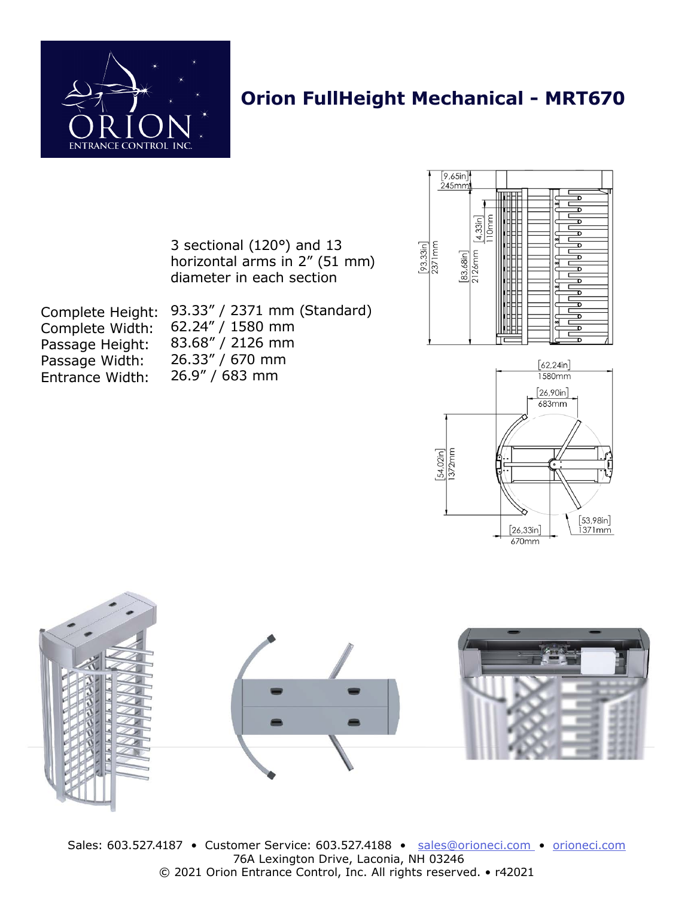# Orion FullHeight Mechanical - MRT670

3 sectional (120°) and 13 horizontal arms in 2″ (51 mm) diameter in each section

| | |
|---|---|
| Complete Height: | 93.33″ / 2371 mm (Standard) |
| Complete Width: | 62.24″ / 1580 mm |
| Passage Height: | 83.68″ / 2126 mm |
| Passage Width: | 26.33″ / 670 mm |
| Entrance Width: | 26.9″ / 683 mm |

[9,65in]
245mm

[4,33in]
110mm

[93,33in]
2371mm

[83,68in]
2126mm

[62,24in]
1580mm

[26,90in]
683mm

[54,02in]
1372mm

[53,98in]
1371mm

[26,33in]
670mm

Sales: 603.527.4187 • Customer Service: 603.527.4188 • sales@orioneci.com • orioneci.com
76A Lexington Drive, Laconia, NH 03246
© 2021 Orion Entrance Control, Inc. All rights reserved. • r42021